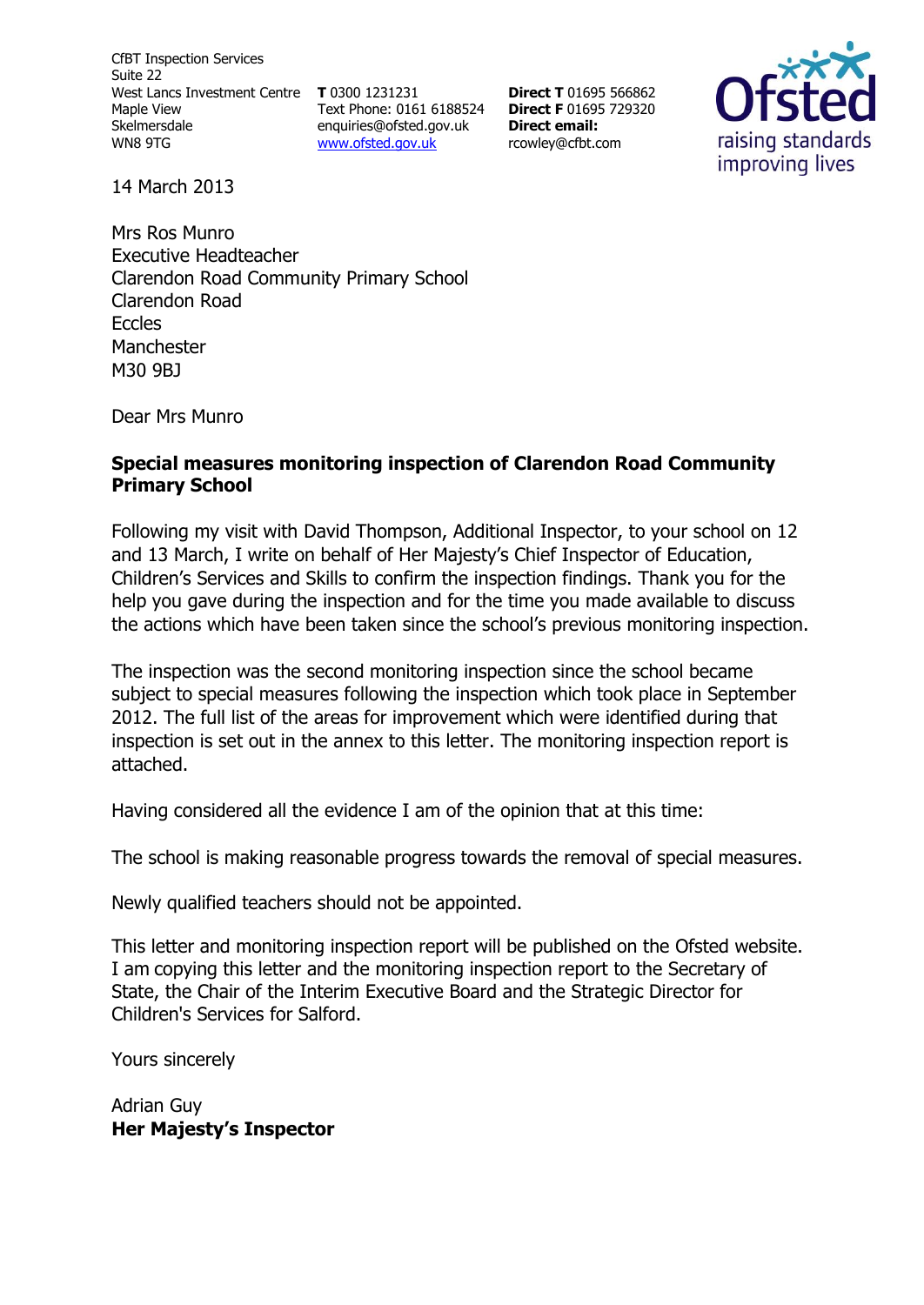CfBT Inspection Services
Suite 22
West Lancs Investment Centre
Maple View
Skelmersdale
WN8 9TG

**T** 0300 1231231
Text Phone: 0161 6188524
enquiries@ofsted.gov.uk
www.ofsted.gov.uk

**Direct T** 01695 566862
**Direct F** 01695 729320
**Direct email:**
rcowley@cfbt.com

14 March 2013

Mrs Ros Munro
Executive Headteacher
Clarendon Road Community Primary School
Clarendon Road
Eccles
Manchester
M30 9BJ

Dear Mrs Munro

**Special measures monitoring inspection of Clarendon Road Community Primary School**

Following my visit with David Thompson, Additional Inspector, to your school on 12 and 13 March, I write on behalf of Her Majesty's Chief Inspector of Education, Children's Services and Skills to confirm the inspection findings. Thank you for the help you gave during the inspection and for the time you made available to discuss the actions which have been taken since the school's previous monitoring inspection.

The inspection was the second monitoring inspection since the school became subject to special measures following the inspection which took place in September 2012. The full list of the areas for improvement which were identified during that inspection is set out in the annex to this letter. The monitoring inspection report is attached.

Having considered all the evidence I am of the opinion that at this time:

The school is making reasonable progress towards the removal of special measures.

Newly qualified teachers should not be appointed.

This letter and monitoring inspection report will be published on the Ofsted website. I am copying this letter and the monitoring inspection report to the Secretary of State, the Chair of the Interim Executive Board and the Strategic Director for Children's Services for Salford.

Yours sincerely

Adrian Guy
**Her Majesty's Inspector**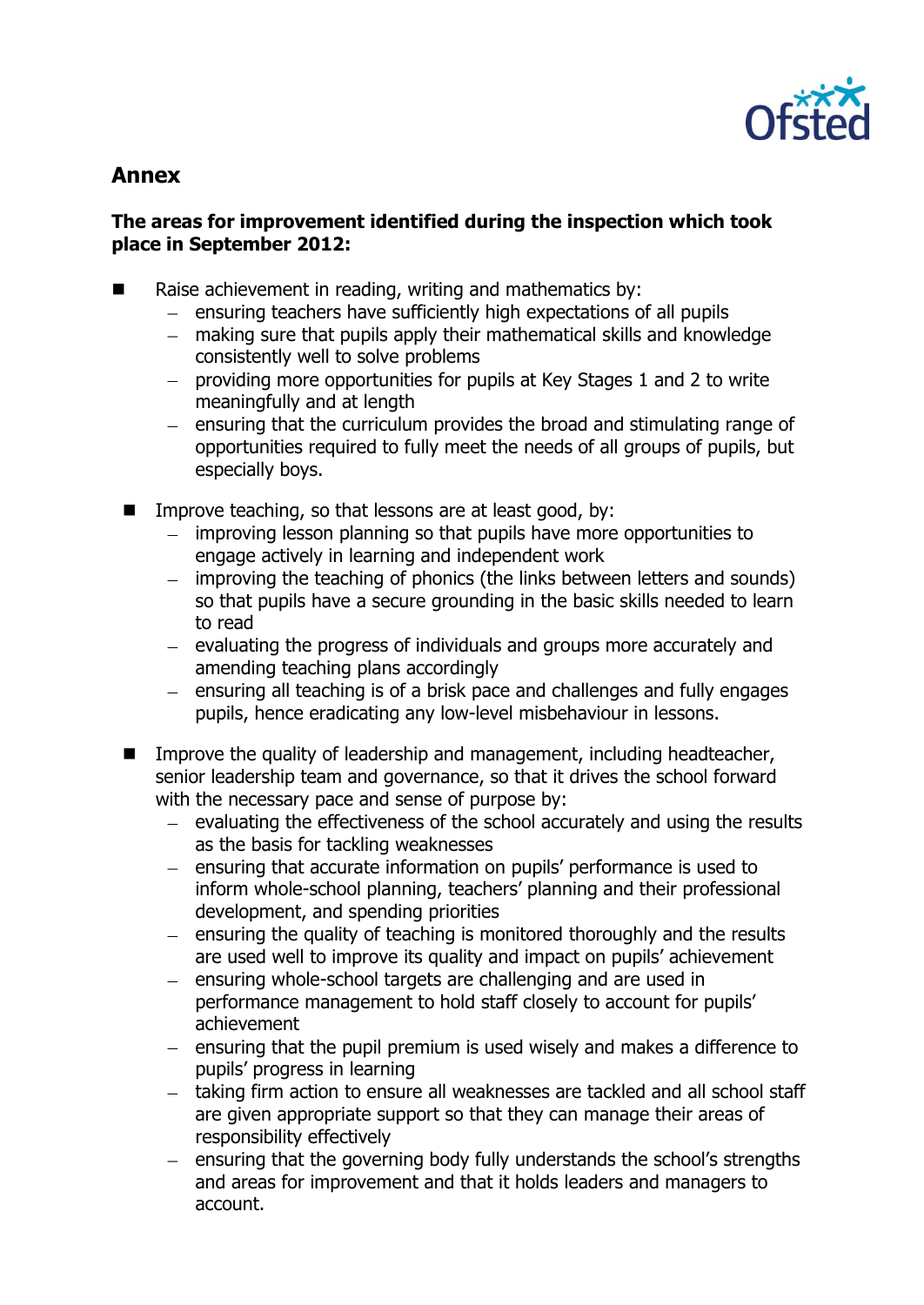## Annex

**The areas for improvement identified during the inspection which took place in September 2012:**

- Raise achievement in reading, writing and mathematics by:
  - ensuring teachers have sufficiently high expectations of all pupils
  - making sure that pupils apply their mathematical skills and knowledge consistently well to solve problems
  - providing more opportunities for pupils at Key Stages 1 and 2 to write meaningfully and at length
  - ensuring that the curriculum provides the broad and stimulating range of opportunities required to fully meet the needs of all groups of pupils, but especially boys.

- Improve teaching, so that lessons are at least good, by:
  - improving lesson planning so that pupils have more opportunities to engage actively in learning and independent work
  - improving the teaching of phonics (the links between letters and sounds) so that pupils have a secure grounding in the basic skills needed to learn to read
  - evaluating the progress of individuals and groups more accurately and amending teaching plans accordingly
  - ensuring all teaching is of a brisk pace and challenges and fully engages pupils, hence eradicating any low-level misbehaviour in lessons.

- Improve the quality of leadership and management, including headteacher, senior leadership team and governance, so that it drives the school forward with the necessary pace and sense of purpose by:
  - evaluating the effectiveness of the school accurately and using the results as the basis for tackling weaknesses
  - ensuring that accurate information on pupils' performance is used to inform whole-school planning, teachers' planning and their professional development, and spending priorities
  - ensuring the quality of teaching is monitored thoroughly and the results are used well to improve its quality and impact on pupils' achievement
  - ensuring whole-school targets are challenging and are used in performance management to hold staff closely to account for pupils' achievement
  - ensuring that the pupil premium is used wisely and makes a difference to pupils' progress in learning
  - taking firm action to ensure all weaknesses are tackled and all school staff are given appropriate support so that they can manage their areas of responsibility effectively
  - ensuring that the governing body fully understands the school's strengths and areas for improvement and that it holds leaders and managers to account.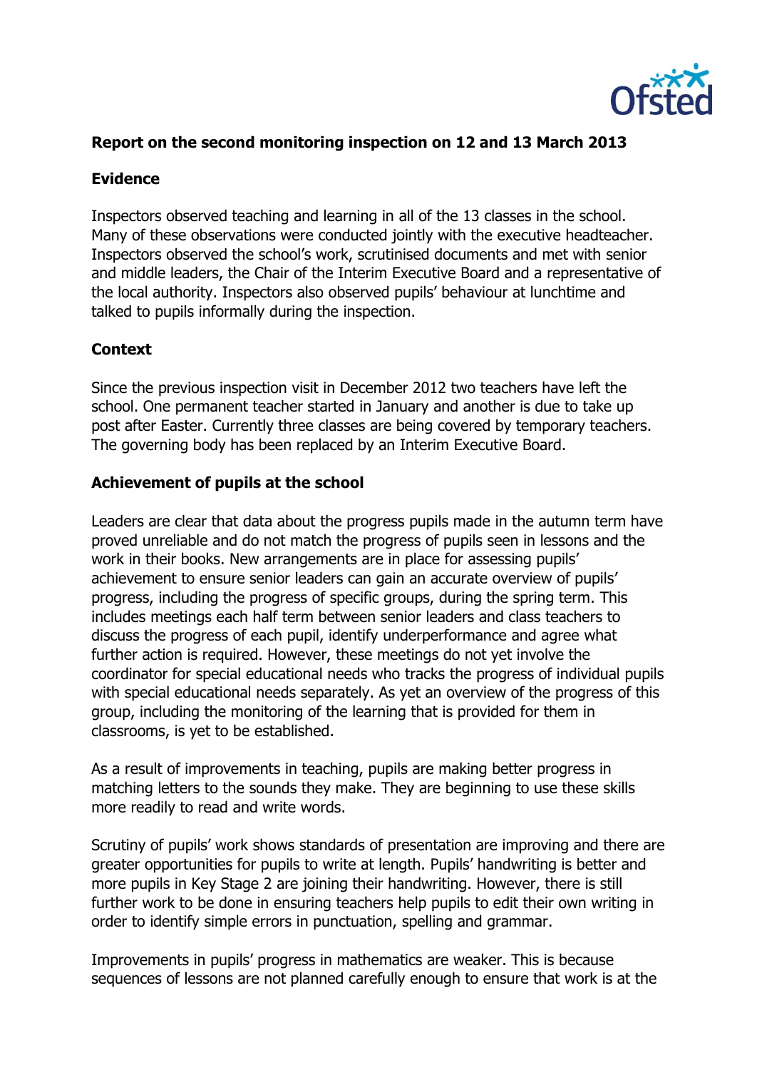**Report on the second monitoring inspection on 12 and 13 March 2013**

**Evidence**

Inspectors observed teaching and learning in all of the 13 classes in the school. Many of these observations were conducted jointly with the executive headteacher. Inspectors observed the school's work, scrutinised documents and met with senior and middle leaders, the Chair of the Interim Executive Board and a representative of the local authority. Inspectors also observed pupils' behaviour at lunchtime and talked to pupils informally during the inspection.

**Context**

Since the previous inspection visit in December 2012 two teachers have left the school. One permanent teacher started in January and another is due to take up post after Easter. Currently three classes are being covered by temporary teachers. The governing body has been replaced by an Interim Executive Board.

**Achievement of pupils at the school**

Leaders are clear that data about the progress pupils made in the autumn term have proved unreliable and do not match the progress of pupils seen in lessons and the work in their books. New arrangements are in place for assessing pupils' achievement to ensure senior leaders can gain an accurate overview of pupils' progress, including the progress of specific groups, during the spring term. This includes meetings each half term between senior leaders and class teachers to discuss the progress of each pupil, identify underperformance and agree what further action is required. However, these meetings do not yet involve the coordinator for special educational needs who tracks the progress of individual pupils with special educational needs separately. As yet an overview of the progress of this group, including the monitoring of the learning that is provided for them in classrooms, is yet to be established.

As a result of improvements in teaching, pupils are making better progress in matching letters to the sounds they make. They are beginning to use these skills more readily to read and write words.

Scrutiny of pupils' work shows standards of presentation are improving and there are greater opportunities for pupils to write at length. Pupils' handwriting is better and more pupils in Key Stage 2 are joining their handwriting. However, there is still further work to be done in ensuring teachers help pupils to edit their own writing in order to identify simple errors in punctuation, spelling and grammar.

Improvements in pupils' progress in mathematics are weaker. This is because sequences of lessons are not planned carefully enough to ensure that work is at the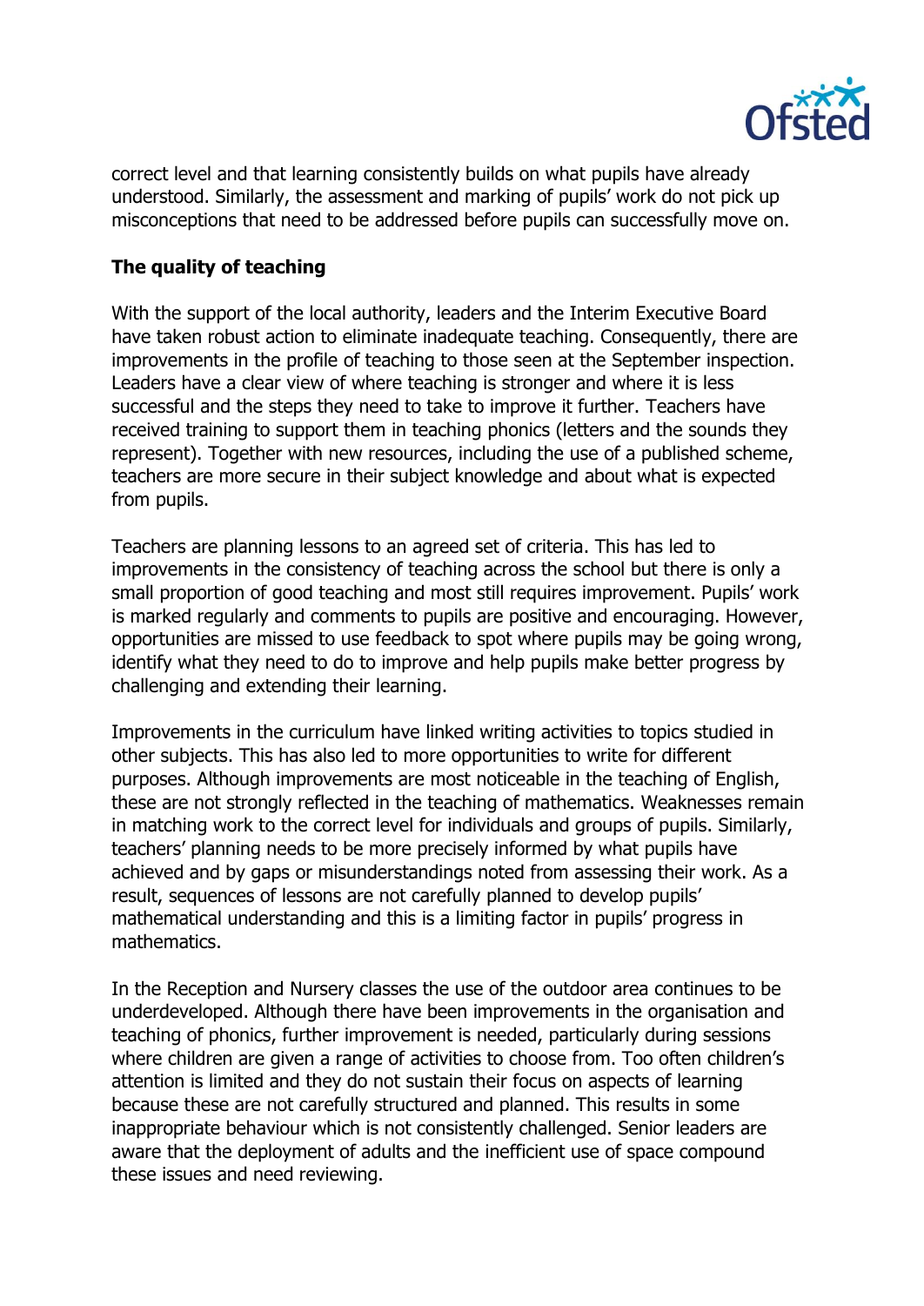correct level and that learning consistently builds on what pupils have already understood. Similarly, the assessment and marking of pupils' work do not pick up misconceptions that need to be addressed before pupils can successfully move on.

**The quality of teaching**

With the support of the local authority, leaders and the Interim Executive Board have taken robust action to eliminate inadequate teaching. Consequently, there are improvements in the profile of teaching to those seen at the September inspection. Leaders have a clear view of where teaching is stronger and where it is less successful and the steps they need to take to improve it further. Teachers have received training to support them in teaching phonics (letters and the sounds they represent). Together with new resources, including the use of a published scheme, teachers are more secure in their subject knowledge and about what is expected from pupils.

Teachers are planning lessons to an agreed set of criteria. This has led to improvements in the consistency of teaching across the school but there is only a small proportion of good teaching and most still requires improvement. Pupils' work is marked regularly and comments to pupils are positive and encouraging. However, opportunities are missed to use feedback to spot where pupils may be going wrong, identify what they need to do to improve and help pupils make better progress by challenging and extending their learning.

Improvements in the curriculum have linked writing activities to topics studied in other subjects. This has also led to more opportunities to write for different purposes. Although improvements are most noticeable in the teaching of English, these are not strongly reflected in the teaching of mathematics. Weaknesses remain in matching work to the correct level for individuals and groups of pupils. Similarly, teachers' planning needs to be more precisely informed by what pupils have achieved and by gaps or misunderstandings noted from assessing their work. As a result, sequences of lessons are not carefully planned to develop pupils' mathematical understanding and this is a limiting factor in pupils' progress in mathematics.

In the Reception and Nursery classes the use of the outdoor area continues to be underdeveloped. Although there have been improvements in the organisation and teaching of phonics, further improvement is needed, particularly during sessions where children are given a range of activities to choose from. Too often children's attention is limited and they do not sustain their focus on aspects of learning because these are not carefully structured and planned. This results in some inappropriate behaviour which is not consistently challenged. Senior leaders are aware that the deployment of adults and the inefficient use of space compound these issues and need reviewing.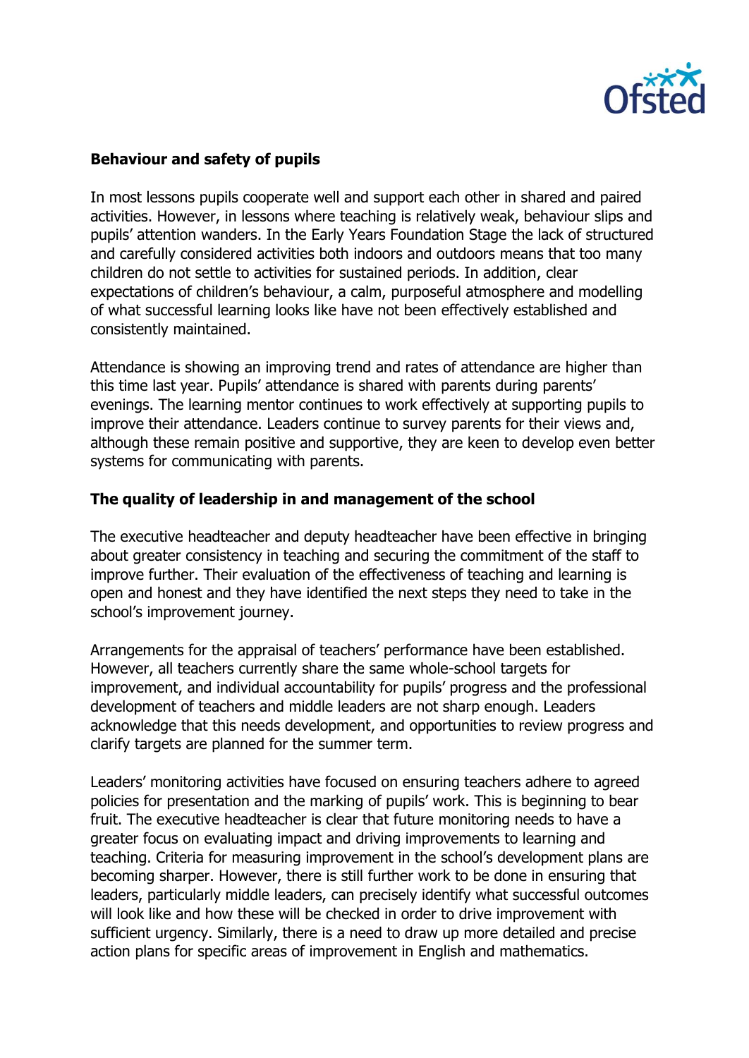**Behaviour and safety of pupils**

In most lessons pupils cooperate well and support each other in shared and paired activities. However, in lessons where teaching is relatively weak, behaviour slips and pupils' attention wanders. In the Early Years Foundation Stage the lack of structured and carefully considered activities both indoors and outdoors means that too many children do not settle to activities for sustained periods. In addition, clear expectations of children's behaviour, a calm, purposeful atmosphere and modelling of what successful learning looks like have not been effectively established and consistently maintained.

Attendance is showing an improving trend and rates of attendance are higher than this time last year. Pupils' attendance is shared with parents during parents' evenings. The learning mentor continues to work effectively at supporting pupils to improve their attendance. Leaders continue to survey parents for their views and, although these remain positive and supportive, they are keen to develop even better systems for communicating with parents.

**The quality of leadership in and management of the school**

The executive headteacher and deputy headteacher have been effective in bringing about greater consistency in teaching and securing the commitment of the staff to improve further. Their evaluation of the effectiveness of teaching and learning is open and honest and they have identified the next steps they need to take in the school's improvement journey.

Arrangements for the appraisal of teachers' performance have been established. However, all teachers currently share the same whole-school targets for improvement, and individual accountability for pupils' progress and the professional development of teachers and middle leaders are not sharp enough. Leaders acknowledge that this needs development, and opportunities to review progress and clarify targets are planned for the summer term.

Leaders' monitoring activities have focused on ensuring teachers adhere to agreed policies for presentation and the marking of pupils' work. This is beginning to bear fruit. The executive headteacher is clear that future monitoring needs to have a greater focus on evaluating impact and driving improvements to learning and teaching. Criteria for measuring improvement in the school's development plans are becoming sharper. However, there is still further work to be done in ensuring that leaders, particularly middle leaders, can precisely identify what successful outcomes will look like and how these will be checked in order to drive improvement with sufficient urgency. Similarly, there is a need to draw up more detailed and precise action plans for specific areas of improvement in English and mathematics.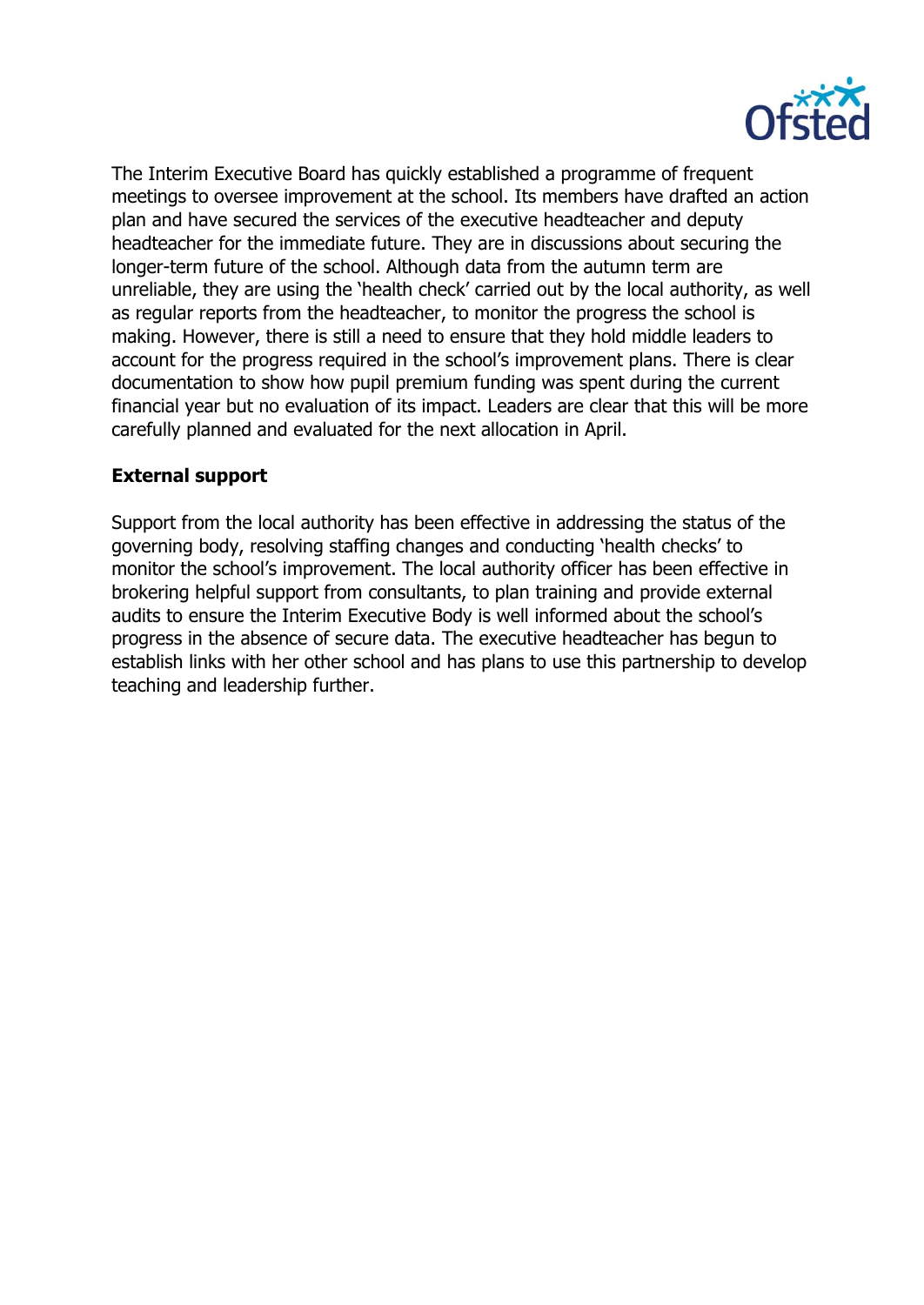The Interim Executive Board has quickly established a programme of frequent meetings to oversee improvement at the school. Its members have drafted an action plan and have secured the services of the executive headteacher and deputy headteacher for the immediate future. They are in discussions about securing the longer-term future of the school. Although data from the autumn term are unreliable, they are using the 'health check' carried out by the local authority, as well as regular reports from the headteacher, to monitor the progress the school is making. However, there is still a need to ensure that they hold middle leaders to account for the progress required in the school's improvement plans. There is clear documentation to show how pupil premium funding was spent during the current financial year but no evaluation of its impact. Leaders are clear that this will be more carefully planned and evaluated for the next allocation in April.

**External support**

Support from the local authority has been effective in addressing the status of the governing body, resolving staffing changes and conducting 'health checks' to monitor the school's improvement. The local authority officer has been effective in brokering helpful support from consultants, to plan training and provide external audits to ensure the Interim Executive Body is well informed about the school's progress in the absence of secure data. The executive headteacher has begun to establish links with her other school and has plans to use this partnership to develop teaching and leadership further.